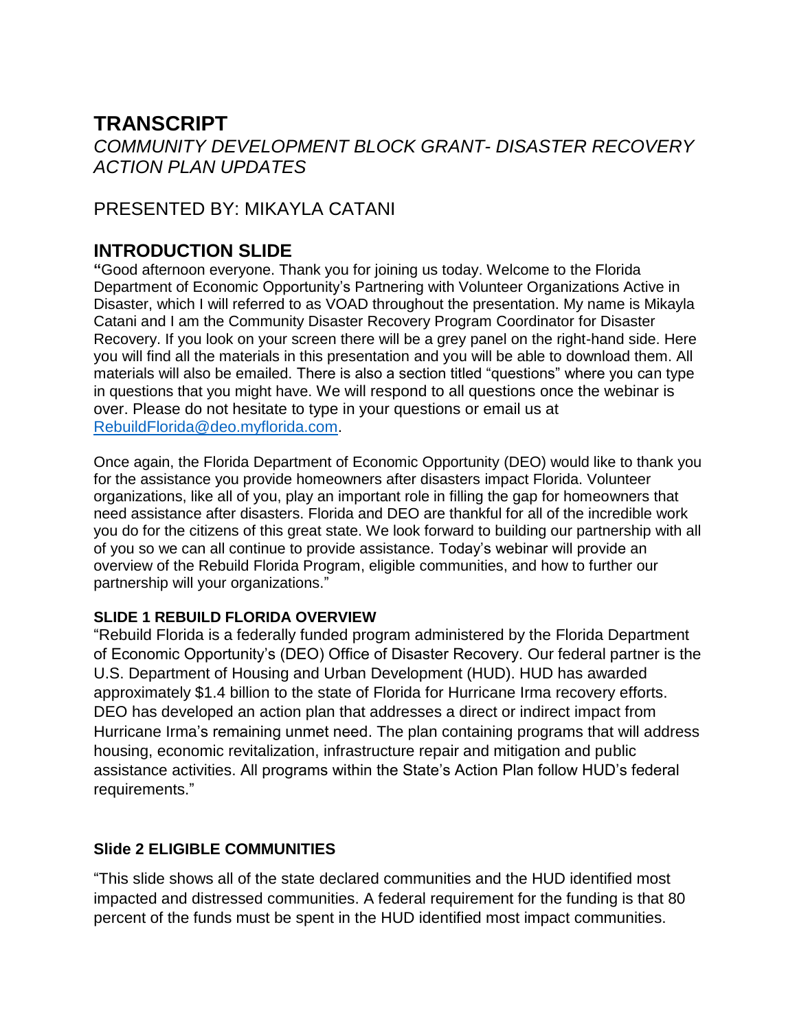# TRANSCRIPT

*COMMUNITY DEVELOPMENT BLOCK GRANT- DISASTER RECOVERY ACTION PLAN UPDATES*

## PRESENTED BY: MIKAYLA CATANI

## INTRODUCTION SLIDE

**"**Good afternoon everyone. Thank you for joining us today. Welcome to the Florida Department of Economic Opportunity's Partnering with Volunteer Organizations Active in Disaster, which I will referred to as VOAD throughout the presentation. My name is Mikayla Catani and I am the Community Disaster Recovery Program Coordinator for Disaster Recovery. If you look on your screen there will be a grey panel on the right-hand side. Here you will find all the materials in this presentation and you will be able to download them. All materials will also be emailed. There is also a section titled "questions" where you can type in questions that you might have. We will respond to all questions once the webinar is over. Please do not hesitate to type in your questions or email us at RebuildFlorida@deo.myflorida.com.

Once again, the Florida Department of Economic Opportunity (DEO) would like to thank you for the assistance you provide homeowners after disasters impact Florida. Volunteer organizations, like all of you, play an important role in filling the gap for homeowners that need assistance after disasters. Florida and DEO are thankful for all of the incredible work you do for the citizens of this great state. We look forward to building our partnership with all of you so we can all continue to provide assistance. Today's webinar will provide an overview of the Rebuild Florida Program, eligible communities, and how to further our partnership will your organizations."

#### SLIDE 1 REBUILD FLORIDA OVERVIEW

"Rebuild Florida is a federally funded program administered by the Florida Department of Economic Opportunity's (DEO) Office of Disaster Recovery. Our federal partner is the U.S. Department of Housing and Urban Development (HUD). HUD has awarded approximately $1.4 billion to the state of Florida for Hurricane Irma recovery efforts. DEO has developed an action plan that addresses a direct or indirect impact from Hurricane Irma's remaining unmet need. The plan containing programs that will address housing, economic revitalization, infrastructure repair and mitigation and public assistance activities. All programs within the State's Action Plan follow HUD's federal requirements."

### Slide 2 ELIGIBLE COMMUNITIES

"This slide shows all of the state declared communities and the HUD identified most impacted and distressed communities. A federal requirement for the funding is that 80 percent of the funds must be spent in the HUD identified most impact communities.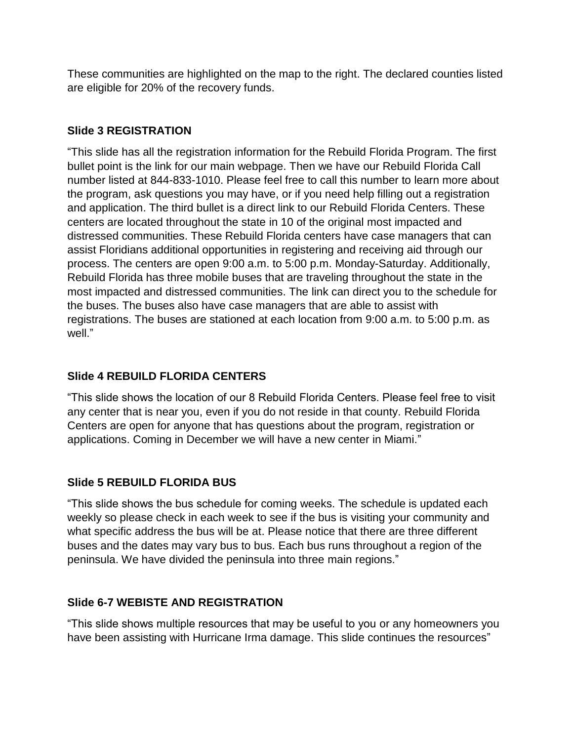These communities are highlighted on the map to the right. The declared counties listed are eligible for 20% of the recovery funds.

**Slide 3 REGISTRATION**

"This slide has all the registration information for the Rebuild Florida Program. The first bullet point is the link for our main webpage. Then we have our Rebuild Florida Call number listed at 844-833-1010. Please feel free to call this number to learn more about the program, ask questions you may have, or if you need help filling out a registration and application. The third bullet is a direct link to our Rebuild Florida Centers. These centers are located throughout the state in 10 of the original most impacted and distressed communities. These Rebuild Florida centers have case managers that can assist Floridians additional opportunities in registering and receiving aid through our process. The centers are open 9:00 a.m. to 5:00 p.m. Monday-Saturday. Additionally, Rebuild Florida has three mobile buses that are traveling throughout the state in the most impacted and distressed communities. The link can direct you to the schedule for the buses. The buses also have case managers that are able to assist with registrations. The buses are stationed at each location from 9:00 a.m. to 5:00 p.m. as well."

**Slide 4 REBUILD FLORIDA CENTERS**

"This slide shows the location of our 8 Rebuild Florida Centers. Please feel free to visit any center that is near you, even if you do not reside in that county. Rebuild Florida Centers are open for anyone that has questions about the program, registration or applications. Coming in December we will have a new center in Miami."

**Slide 5 REBUILD FLORIDA BUS**

"This slide shows the bus schedule for coming weeks. The schedule is updated each weekly so please check in each week to see if the bus is visiting your community and what specific address the bus will be at. Please notice that there are three different buses and the dates may vary bus to bus. Each bus runs throughout a region of the peninsula. We have divided the peninsula into three main regions."

**Slide 6-7 WEBISTE AND REGISTRATION**

"This slide shows multiple resources that may be useful to you or any homeowners you have been assisting with Hurricane Irma damage. This slide continues the resources"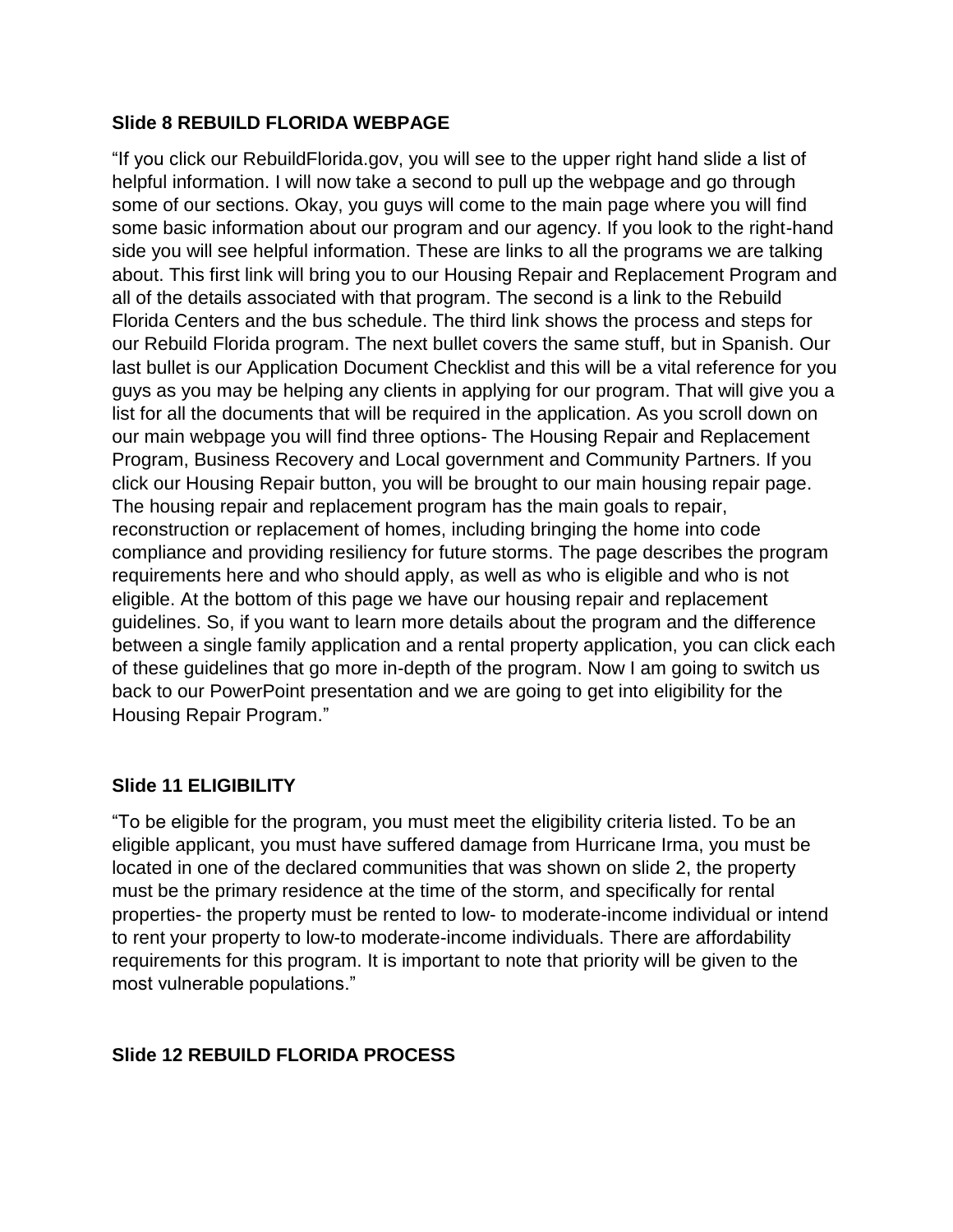### Slide 8 REBUILD FLORIDA WEBPAGE

"If you click our RebuildFlorida.gov, you will see to the upper right hand slide a list of helpful information. I will now take a second to pull up the webpage and go through some of our sections. Okay, you guys will come to the main page where you will find some basic information about our program and our agency. If you look to the right-hand side you will see helpful information. These are links to all the programs we are talking about. This first link will bring you to our Housing Repair and Replacement Program and all of the details associated with that program. The second is a link to the Rebuild Florida Centers and the bus schedule. The third link shows the process and steps for our Rebuild Florida program. The next bullet covers the same stuff, but in Spanish. Our last bullet is our Application Document Checklist and this will be a vital reference for you guys as you may be helping any clients in applying for our program. That will give you a list for all the documents that will be required in the application. As you scroll down on our main webpage you will find three options- The Housing Repair and Replacement Program, Business Recovery and Local government and Community Partners. If you click our Housing Repair button, you will be brought to our main housing repair page. The housing repair and replacement program has the main goals to repair, reconstruction or replacement of homes, including bringing the home into code compliance and providing resiliency for future storms. The page describes the program requirements here and who should apply, as well as who is eligible and who is not eligible. At the bottom of this page we have our housing repair and replacement guidelines. So, if you want to learn more details about the program and the difference between a single family application and a rental property application, you can click each of these guidelines that go more in-depth of the program. Now I am going to switch us back to our PowerPoint presentation and we are going to get into eligibility for the Housing Repair Program."

### Slide 11 ELIGIBILITY

"To be eligible for the program, you must meet the eligibility criteria listed. To be an eligible applicant, you must have suffered damage from Hurricane Irma, you must be located in one of the declared communities that was shown on slide 2, the property must be the primary residence at the time of the storm, and specifically for rental properties- the property must be rented to low- to moderate-income individual or intend to rent your property to low-to moderate-income individuals. There are affordability requirements for this program. It is important to note that priority will be given to the most vulnerable populations."

### Slide 12 REBUILD FLORIDA PROCESS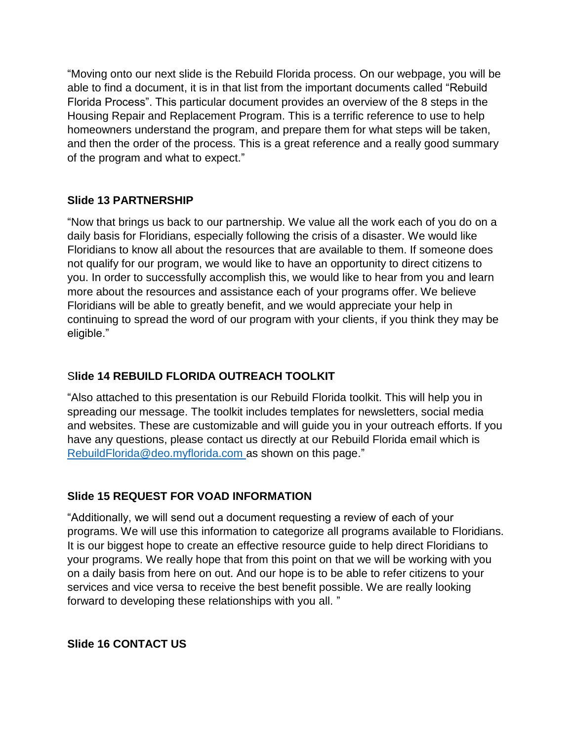"Moving onto our next slide is the Rebuild Florida process. On our webpage, you will be able to find a document, it is in that list from the important documents called "Rebuild Florida Process". This particular document provides an overview of the 8 steps in the Housing Repair and Replacement Program. This is a terrific reference to use to help homeowners understand the program, and prepare them for what steps will be taken, and then the order of the process. This is a great reference and a really good summary of the program and what to expect."

**Slide 13 PARTNERSHIP**

"Now that brings us back to our partnership. We value all the work each of you do on a daily basis for Floridians, especially following the crisis of a disaster. We would like Floridians to know all about the resources that are available to them. If someone does not qualify for our program, we would like to have an opportunity to direct citizens to you. In order to successfully accomplish this, we would like to hear from you and learn more about the resources and assistance each of your programs offer. We believe Floridians will be able to greatly benefit, and we would appreciate your help in continuing to spread the word of our program with your clients, if you think they may be eligible."

S**lide 14 REBUILD FLORIDA OUTREACH TOOLKIT**

"Also attached to this presentation is our Rebuild Florida toolkit. This will help you in spreading our message. The toolkit includes templates for newsletters, social media and websites. These are customizable and will guide you in your outreach efforts. If you have any questions, please contact us directly at our Rebuild Florida email which is RebuildFlorida@deo.myflorida.com as shown on this page."

**Slide 15 REQUEST FOR VOAD INFORMATION**

"Additionally, we will send out a document requesting a review of each of your programs. We will use this information to categorize all programs available to Floridians. It is our biggest hope to create an effective resource guide to help direct Floridians to your programs. We really hope that from this point on that we will be working with you on a daily basis from here on out. And our hope is to be able to refer citizens to your services and vice versa to receive the best benefit possible. We are really looking forward to developing these relationships with you all. "

**Slide 16 CONTACT US**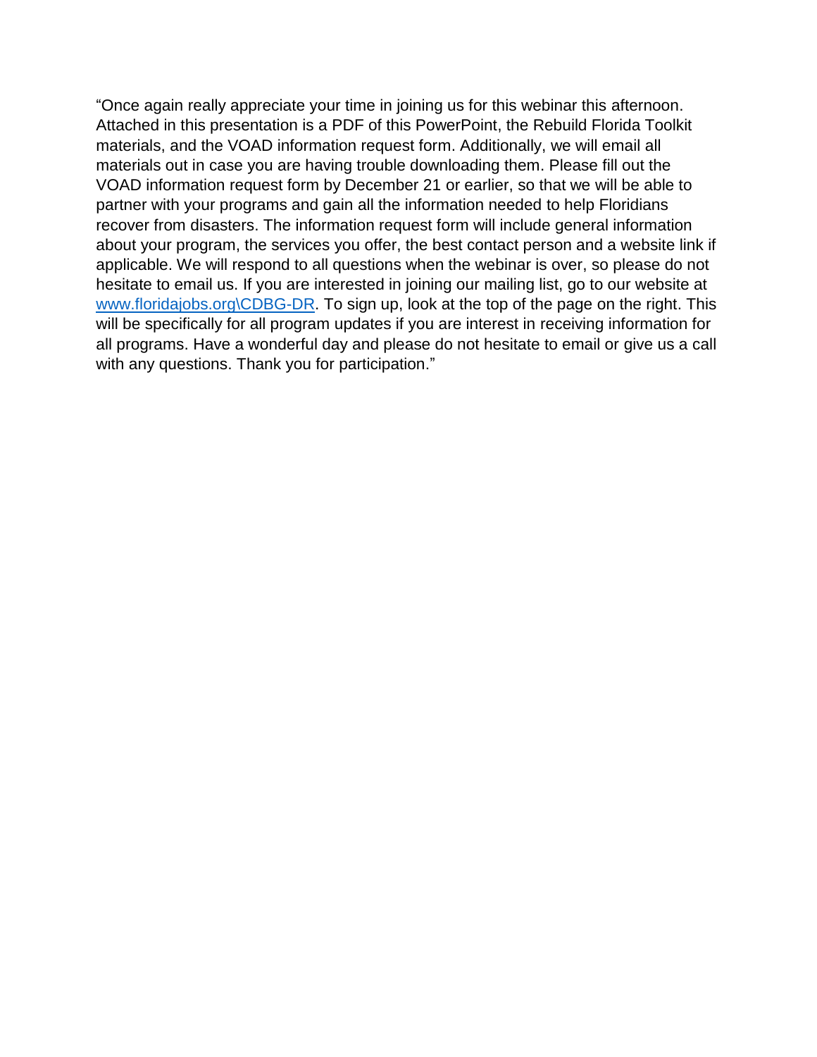"Once again really appreciate your time in joining us for this webinar this afternoon. Attached in this presentation is a PDF of this PowerPoint, the Rebuild Florida Toolkit materials, and the VOAD information request form. Additionally, we will email all materials out in case you are having trouble downloading them. Please fill out the VOAD information request form by December 21 or earlier, so that we will be able to partner with your programs and gain all the information needed to help Floridians recover from disasters. The information request form will include general information about your program, the services you offer, the best contact person and a website link if applicable. We will respond to all questions when the webinar is over, so please do not hesitate to email us. If you are interested in joining our mailing list, go to our website at [www.floridajobs.org\CDBG-DR](www.floridajobs.org\CDBG-DR). To sign up, look at the top of the page on the right. This will be specifically for all program updates if you are interest in receiving information for all programs. Have a wonderful day and please do not hesitate to email or give us a call with any questions. Thank you for participation."